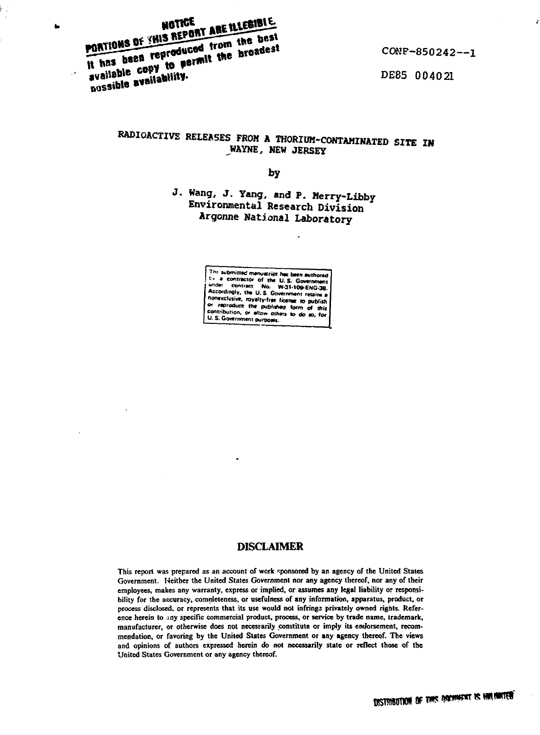**NOTICE**

**PORTIONS OF THIS REPORT ARE ILLEGIBLE.**

It has been reproduced from the best available copy to permit the broadest possible availability.

CONF-850242--1

DE85 004021

# RADIOACTIVE RELEASES FROM A THORIUM-CONTAMINATED SITE IN WAYNE, NEW JERSEY

by

J. Wang, J. Yang, and P. Merry-Libby
Environmental Research Division
Argonne National Laboratory

The submitted manuscript has been authored by a contractor of the U. S. Government under contract No. W-31-109-ENG-38. Accordingly, the U. S. Government retains a nonexclusive, royalty-free license to publish or reproduce the published form of this contribution, or allow others to do so, for U. S. Government purposes.

## DISCLAIMER

This report was prepared as an account of work sponsored by an agency of the United States Government. Neither the United States Government nor any agency thereof, nor any of their employees, makes any warranty, express or implied, or assumes any legal liability or responsibility for the accuracy, completeness, or usefulness of any information, apparatus, product, or process disclosed, or represents that its use would not infringe privately owned rights. Reference herein to any specific commercial product, process, or service by trade name, trademark, manufacturer, or otherwise does not necessarily constitute or imply its endorsement, recommendation, or favoring by the United States Government or any agency thereof. The views and opinions of authors expressed herein do not necessarily state or reflect those of the United States Government or any agency thereof.

DISTRIBUTION OF THIS DOCUMENT IS UNLIMITED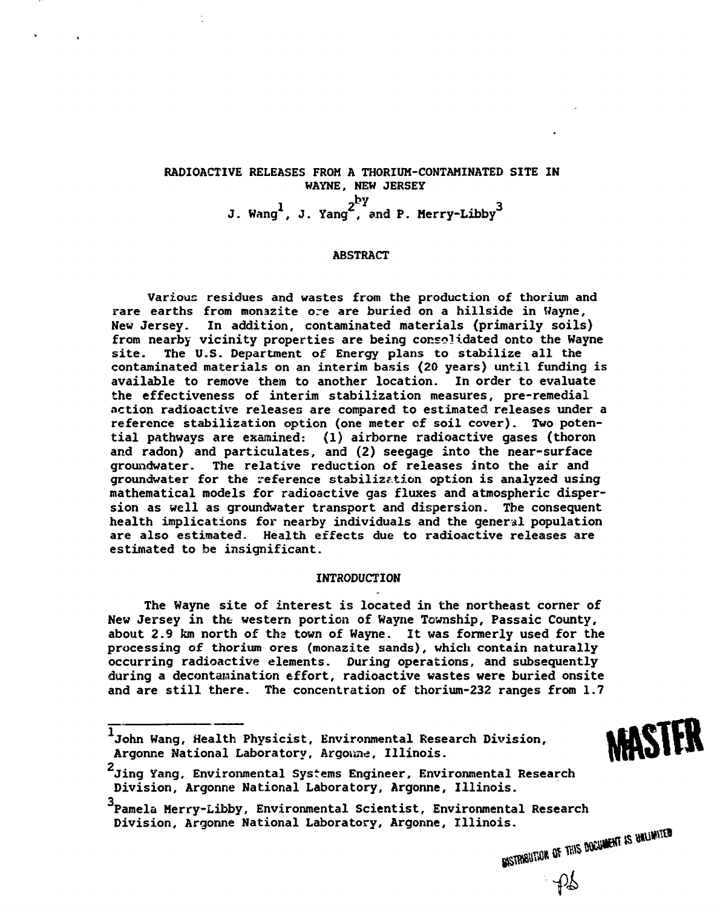# RADIOACTIVE RELEASES FROM A THORIUM-CONTAMINATED SITE IN WAYNE, NEW JERSEY

by

J. Wang[1], J. Yang[2], and P. Merry-Libby[3]

## ABSTRACT

Various residues and wastes from the production of thorium and rare earths from monazite ore are buried on a hillside in Wayne, New Jersey. In addition, contaminated materials (primarily soils) from nearby vicinity properties are being consolidated onto the Wayne site. The U.S. Department of Energy plans to stabilize all the contaminated materials on an interim basis (20 years) until funding is available to remove them to another location. In order to evaluate the effectiveness of interim stabilization measures, pre-remedial action radioactive releases are compared to estimated releases under a reference stabilization option (one meter of soil cover). Two potential pathways are examined: (1) airborne radioactive gases (thoron and radon) and particulates, and (2) seepage into the near-surface groundwater. The relative reduction of releases into the air and groundwater for the reference stabilization option is analyzed using mathematical models for radioactive gas fluxes and atmospheric dispersion as well as groundwater transport and dispersion. The consequent health implications for nearby individuals and the general population are also estimated. Health effects due to radioactive releases are estimated to be insignificant.

## INTRODUCTION

The Wayne site of interest is located in the northeast corner of New Jersey in the western portion of Wayne Township, Passaic County, about 2.9 km north of the town of Wayne. It was formerly used for the processing of thorium ores (monazite sands), which contain naturally occurring radioactive elements. During operations, and subsequently during a decontamination effort, radioactive wastes were buried onsite and are still there. The concentration of thorium-232 ranges from 1.7

---

[1]John Wang, Health Physicist, Environmental Research Division, Argonne National Laboratory, Argonne, Illinois.

[2]Jing Yang, Environmental Systems Engineer, Environmental Research Division, Argonne National Laboratory, Argonne, Illinois.

[3]Pamela Merry-Libby, Environmental Scientist, Environmental Research Division, Argonne National Laboratory, Argonne, Illinois.

MASTER

DISTRIBUTION OF THIS DOCUMENT IS UNLIMITED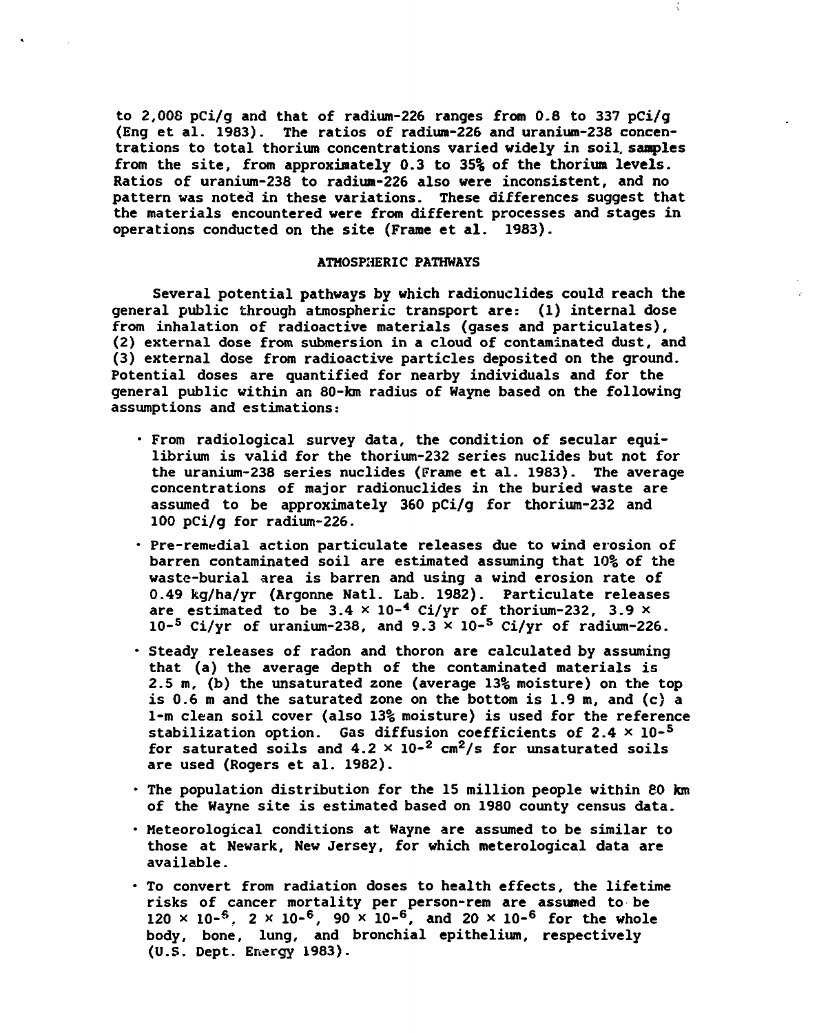to 2,008 pCi/g and that of radium-226 ranges from 0.8 to 337 pCi/g (Eng et al. 1983). The ratios of radium-226 and uranium-238 concentrations to total thorium concentrations varied widely in soil samples from the site, from approximately 0.3 to 35% of the thorium levels. Ratios of uranium-238 to radium-226 also were inconsistent, and no pattern was noted in these variations. These differences suggest that the materials encountered were from different processes and stages in operations conducted on the site (Frame et al. 1983).

## ATMOSPHERIC PATHWAYS

Several potential pathways by which radionuclides could reach the general public through atmospheric transport are: (1) internal dose from inhalation of radioactive materials (gases and particulates), (2) external dose from submersion in a cloud of contaminated dust, and (3) external dose from radioactive particles deposited on the ground. Potential doses are quantified for nearby individuals and for the general public within an 80-km radius of Wayne based on the following assumptions and estimations:

- From radiological survey data, the condition of secular equilibrium is valid for the thorium-232 series nuclides but not for the uranium-238 series nuclides (Frame et al. 1983). The average concentrations of major radionuclides in the buried waste are assumed to be approximately 360 pCi/g for thorium-232 and 100 pCi/g for radium-226.
- Pre-remedial action particulate releases due to wind erosion of barren contaminated soil are estimated assuming that 10% of the waste-burial area is barren and using a wind erosion rate of 0.49 kg/ha/yr (Argonne Natl. Lab. 1982). Particulate releases are estimated to be $3.4 \times 10^{-4}$ Ci/yr of thorium-232, $3.9 \times 10^{-5}$ Ci/yr of uranium-238, and $9.3 \times 10^{-5}$ Ci/yr of radium-226.
- Steady releases of radon and thoron are calculated by assuming that (a) the average depth of the contaminated materials is 2.5 m, (b) the unsaturated zone (average 13% moisture) on the top is 0.6 m and the saturated zone on the bottom is 1.9 m, and (c) a 1-m clean soil cover (also 13% moisture) is used for the reference stabilization option. Gas diffusion coefficients of $2.4 \times 10^{-5}$ for saturated soils and $4.2 \times 10^{-2}$ $cm^2/s$ for unsaturated soils are used (Rogers et al. 1982).
- The population distribution for the 15 million people within 80 km of the Wayne site is estimated based on 1980 county census data.
- Meteorological conditions at Wayne are assumed to be similar to those at Newark, New Jersey, for which meterological data are available.
- To convert from radiation doses to health effects, the lifetime risks of cancer mortality per person-rem are assumed to be $120 \times 10^{-6}$, $2 \times 10^{-6}$, $90 \times 10^{-6}$, and $20 \times 10^{-6}$ for the whole body, bone, lung, and bronchial epithelium, respectively (U.S. Dept. Energy 1983).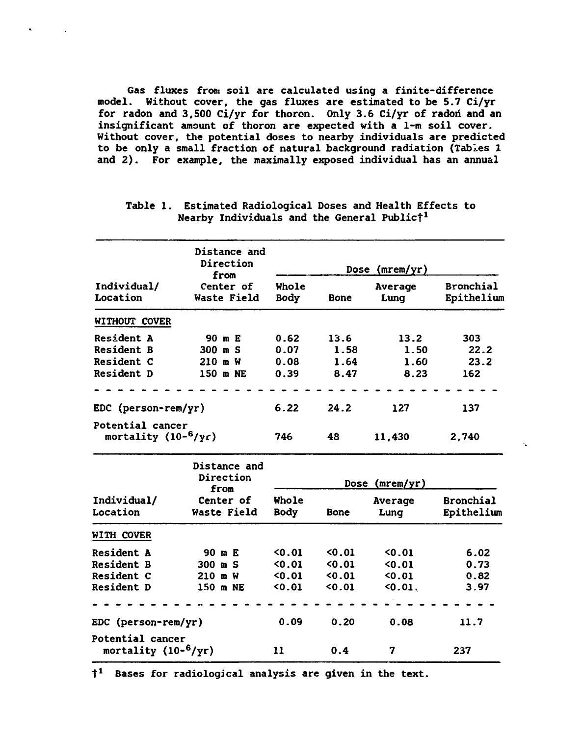Gas fluxes from soil are calculated using a finite-difference model. Without cover, the gas fluxes are estimated to be 5.7 Ci/yr for radon and 3,500 Ci/yr for thoron. Only 3.6 Ci/yr of radon and an insignificant amount of thoron are expected with a 1-m soil cover. Without cover, the potential doses to nearby individuals are predicted to be only a small fraction of natural background radiation (Tables 1 and 2). For example, the maximally exposed individual has an annual

Table 1. Estimated Radiological Doses and Health Effects to Nearby Individuals and the General Public†[1]

| Individual/ Location | Distance and Direction from Center of Waste Field | Dose (mrem/yr) | | | |
|---|---|---|---|---|---|
| | | Whole Body | Bone | Average Lung | Bronchial Epithelium |
| **WITHOUT COVER** | | | | | |
| Resident A | 90 m E | 0.62 | 13.6 | 13.2 | 303 |
| Resident B | 300 m S | 0.07 | 1.58 | 1.50 | 22.2 |
| Resident C | 210 m W | 0.08 | 1.64 | 1.60 | 23.2 |
| Resident D | 150 m NE | 0.39 | 8.47 | 8.23 | 162 |
| EDC (person-rem/yr) | | 6.22 | 24.2 | 127 | 137 |
| Potential cancer mortality ($10^{-6}$/yr) | | 746 | 48 | 11,430 | 2,740 |
| **WITH COVER** | | | | | |
| Resident A | 90 m E | <0.01 | <0.01 | <0.01 | 6.02 |
| Resident B | 300 m S | <0.01 | <0.01 | <0.01 | 0.73 |
| Resident C | 210 m W | <0.01 | <0.01 | <0.01 | 0.82 |
| Resident D | 150 m NE | <0.01 | <0.01 | <0.01 | 3.97 |
| EDC (person-rem/yr) | | 0.09 | 0.20 | 0.08 | 11.7 |
| Potential cancer mortality ($10^{-6}$/yr) | | 11 | 0.4 | 7 | 237 |

†[1] Bases for radiological analysis are given in the text.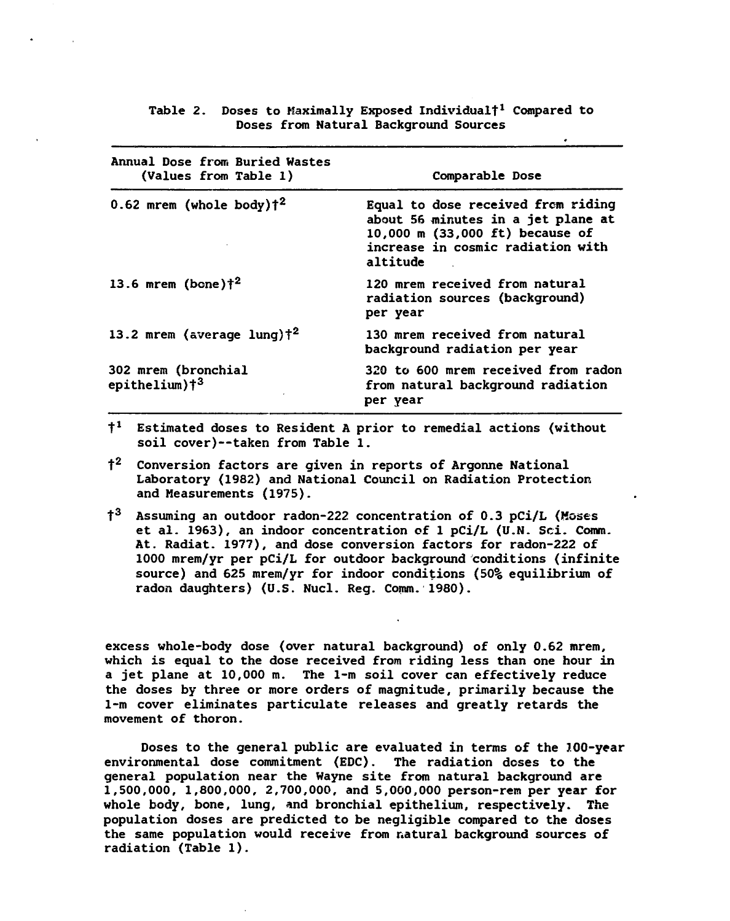Table 2. Doses to Maximally Exposed Individual†[1] Compared to Doses from Natural Background Sources

| Annual Dose from Buried Wastes (Values from Table 1) | Comparable Dose |
|---|---|
| 0.62 mrem (whole body)†[2] | Equal to dose received from riding about 56 minutes in a jet plane at 10,000 m (33,000 ft) because of increase in cosmic radiation with altitude |
| 13.6 mrem (bone)†[2] | 120 mrem received from natural radiation sources (background) per year |
| 13.2 mrem (average lung)†[2] | 130 mrem received from natural background radiation per year |
| 302 mrem (bronchial epithelium)†[3] | 320 to 600 mrem received from radon from natural background radiation per year |

†[1] Estimated doses to Resident A prior to remedial actions (without soil cover)--taken from Table 1.

†[2] Conversion factors are given in reports of Argonne National Laboratory (1982) and National Council on Radiation Protection and Measurements (1975).

†[3] Assuming an outdoor radon-222 concentration of 0.3 pCi/L (Moses et al. 1963), an indoor concentration of 1 pCi/L (U.N. Sci. Comm. At. Radiat. 1977), and dose conversion factors for radon-222 of 1000 mrem/yr per pCi/L for outdoor background conditions (infinite source) and 625 mrem/yr for indoor conditions (50% equilibrium of radon daughters) (U.S. Nucl. Reg. Comm. 1980).

excess whole-body dose (over natural background) of only 0.62 mrem, which is equal to the dose received from riding less than one hour in a jet plane at 10,000 m. The 1-m soil cover can effectively reduce the doses by three or more orders of magnitude, primarily because the 1-m cover eliminates particulate releases and greatly retards the movement of thoron.

Doses to the general public are evaluated in terms of the 100-year environmental dose commitment (EDC). The radiation doses to the general population near the Wayne site from natural background are 1,500,000, 1,800,000, 2,700,000, and 5,000,000 person-rem per year for whole body, bone, lung, and bronchial epithelium, respectively. The population doses are predicted to be negligible compared to the doses the same population would receive from natural background sources of radiation (Table 1).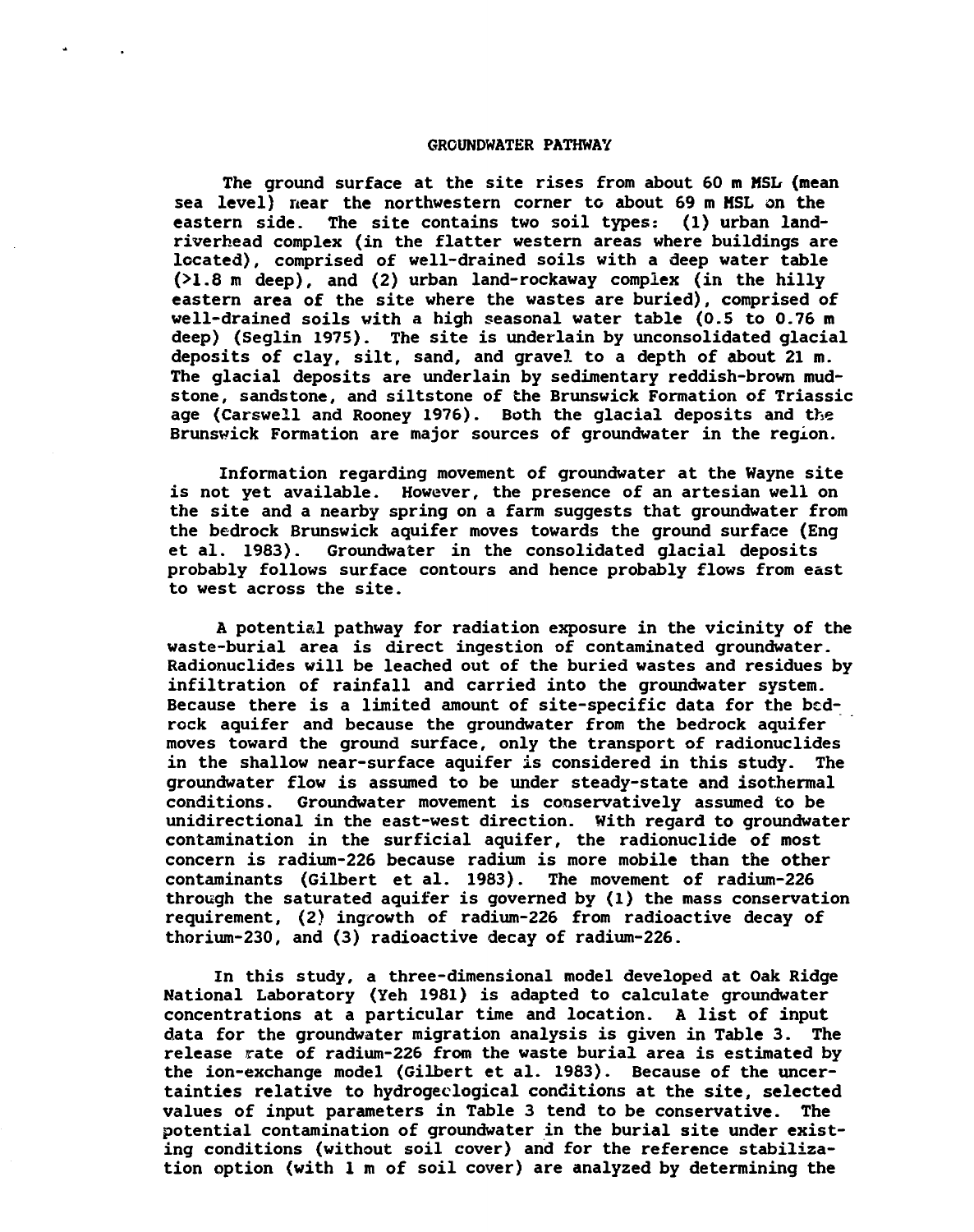## GROUNDWATER PATHWAY

The ground surface at the site rises from about 60 m MSL (mean sea level) near the northwestern corner to about 69 m MSL on the eastern side. The site contains two soil types: (1) urban land-riverhead complex (in the flatter western areas where buildings are located), comprised of well-drained soils with a deep water table (>1.8 m deep), and (2) urban land-rockaway complex (in the hilly eastern area of the site where the wastes are buried), comprised of well-drained soils with a high seasonal water table (0.5 to 0.76 m deep) (Seglin 1975). The site is underlain by unconsolidated glacial deposits of clay, silt, sand, and gravel to a depth of about 21 m. The glacial deposits are underlain by sedimentary reddish-brown mudstone, sandstone, and siltstone of the Brunswick Formation of Triassic age (Carswell and Rooney 1976). Both the glacial deposits and the Brunswick Formation are major sources of groundwater in the region.

Information regarding movement of groundwater at the Wayne site is not yet available. However, the presence of an artesian well on the site and a nearby spring on a farm suggests that groundwater from the bedrock Brunswick aquifer moves towards the ground surface (Eng et al. 1983). Groundwater in the consolidated glacial deposits probably follows surface contours and hence probably flows from east to west across the site.

A potential pathway for radiation exposure in the vicinity of the waste-burial area is direct ingestion of contaminated groundwater. Radionuclides will be leached out of the buried wastes and residues by infiltration of rainfall and carried into the groundwater system. Because there is a limited amount of site-specific data for the bedrock aquifer and because the groundwater from the bedrock aquifer moves toward the ground surface, only the transport of radionuclides in the shallow near-surface aquifer is considered in this study. The groundwater flow is assumed to be under steady-state and isothermal conditions. Groundwater movement is conservatively assumed to be unidirectional in the east-west direction. With regard to groundwater contamination in the surficial aquifer, the radionuclide of most concern is radium-226 because radium is more mobile than the other contaminants (Gilbert et al. 1983). The movement of radium-226 through the saturated aquifer is governed by (1) the mass conservation requirement, (2) ingrowth of radium-226 from radioactive decay of thorium-230, and (3) radioactive decay of radium-226.

In this study, a three-dimensional model developed at Oak Ridge National Laboratory (Yeh 1981) is adapted to calculate groundwater concentrations at a particular time and location. A list of input data for the groundwater migration analysis is given in Table 3. The release rate of radium-226 from the waste burial area is estimated by the ion-exchange model (Gilbert et al. 1983). Because of the uncertainties relative to hydrogeclogical conditions at the site, selected values of input parameters in Table 3 tend to be conservative. The potential contamination of groundwater in the burial site under existing conditions (without soil cover) and for the reference stabilization option (with 1 m of soil cover) are analyzed by determining the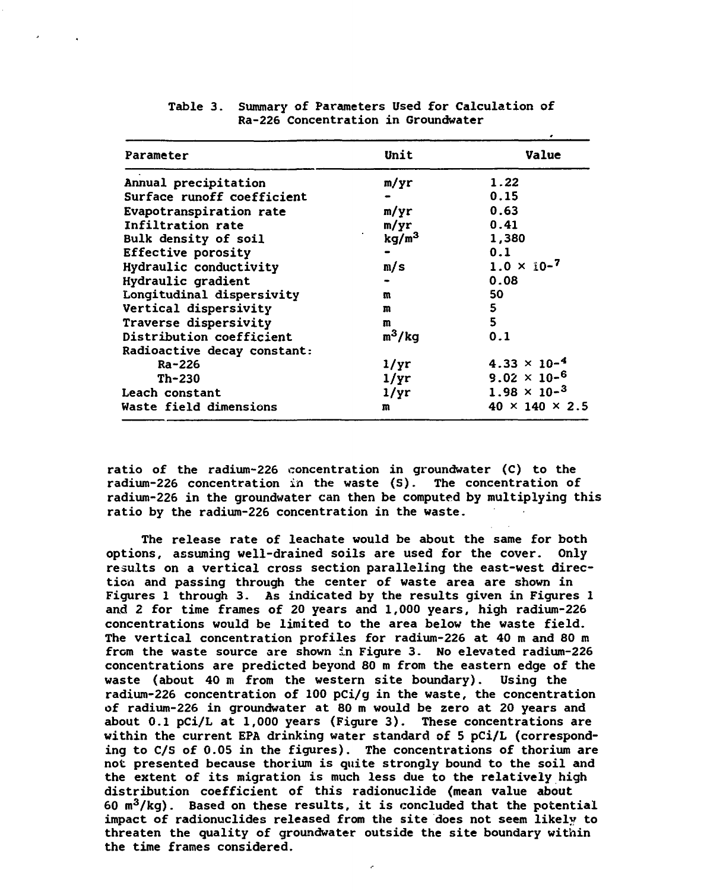Table 3. Summary of Parameters Used for Calculation of Ra-226 Concentration in Groundwater

| Parameter | Unit | Value |
|---|---|---|
| Annual precipitation | m/yr | 1.22 |
| Surface runoff coefficient | - | 0.15 |
| Evapotranspiration rate | m/yr | 0.63 |
| Infiltration rate | m/yr | 0.41 |
| Bulk density of soil | $kg/m^3$ | 1,380 |
| Effective porosity | - | 0.1 |
| Hydraulic conductivity | m/s | $1.0 \times 10^{-7}$ |
| Hydraulic gradient | - | 0.08 |
| Longitudinal dispersivity | m | 50 |
| Vertical dispersivity | m | 5 |
| Traverse dispersivity | m | 5 |
| Distribution coefficient | $m^3/kg$ | 0.1 |
| Radioactive decay constant: | | |
| Ra-226 | 1/yr | $4.33 \times 10^{-4}$ |
| Th-230 | 1/yr | $9.02 \times 10^{-6}$ |
| Leach constant | 1/yr | $1.98 \times 10^{-3}$ |
| Waste field dimensions | m | $40 \times 140 \times 2.5$ |

ratio of the radium-226 concentration in groundwater (C) to the radium-226 concentration in the waste (S). The concentration of radium-226 in the groundwater can then be computed by multiplying this ratio by the radium-226 concentration in the waste.

The release rate of leachate would be about the same for both options, assuming well-drained soils are used for the cover. Only results on a vertical cross section paralleling the east-west direction and passing through the center of waste area are shown in Figures 1 through 3. As indicated by the results given in Figures 1 and 2 for time frames of 20 years and 1,000 years, high radium-226 concentrations would be limited to the area below the waste field. The vertical concentration profiles for radium-226 at 40 m and 80 m from the waste source are shown in Figure 3. No elevated radium-226 concentrations are predicted beyond 80 m from the eastern edge of the waste (about 40 m from the western site boundary). Using the radium-226 concentration of 100 pCi/g in the waste, the concentration of radium-226 in groundwater at 80 m would be zero at 20 years and about 0.1 pCi/L at 1,000 years (Figure 3). These concentrations are within the current EPA drinking water standard of 5 pCi/L (corresponding to C/S of 0.05 in the figures). The concentrations of thorium are not presented because thorium is quite strongly bound to the soil and the extent of its migration is much less due to the relatively high distribution coefficient of this radionuclide (mean value about 60 $m^3/kg$). Based on these results, it is concluded that the potential impact of radionuclides released from the site does not seem likely to threaten the quality of groundwater outside the site boundary within the time frames considered.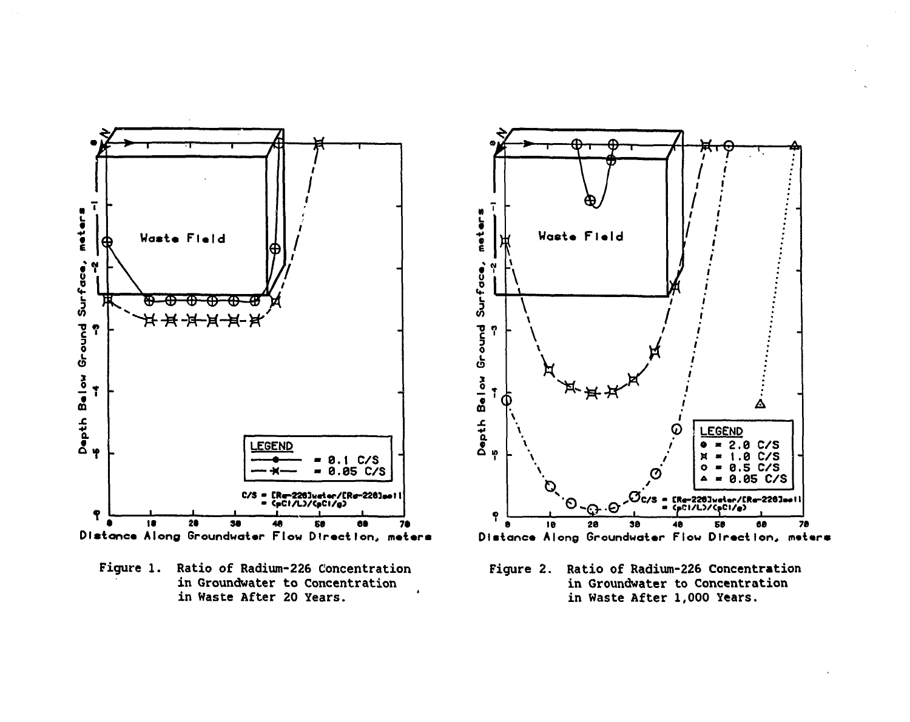Figure 1. Ratio of Radium-226 Concentration in Groundwater to Concentration in Waste After 20 Years.

Figure 2. Ratio of Radium-226 Concentration in Groundwater to Concentration in Waste After 1,000 Years.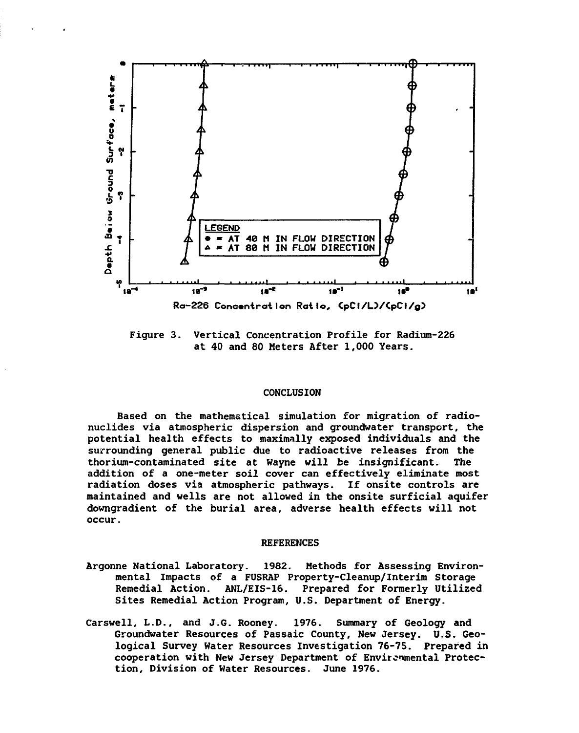Figure 3. Vertical Concentration Profile for Radium-226 at 40 and 80 Meters After 1,000 Years.

## CONCLUSION

Based on the mathematical simulation for migration of radionuclides via atmospheric dispersion and groundwater transport, the potential health effects to maximally exposed individuals and the surrounding general public due to radioactive releases from the thorium-contaminated site at Wayne will be insignificant. The addition of a one-meter soil cover can effectively eliminate most radiation doses via atmospheric pathways. If onsite controls are maintained and wells are not allowed in the onsite surficial aquifer downgradient of the burial area, adverse health effects will not occur.

## REFERENCES

Argonne National Laboratory. 1982. Methods for Assessing Environmental Impacts of a FUSRAP Property-Cleanup/Interim Storage Remedial Action. ANL/EIS-16. Prepared for Formerly Utilized Sites Remedial Action Program, U.S. Department of Energy.

Carswell, L.D., and J.G. Rooney. 1976. Summary of Geology and Groundwater Resources of Passaic County, New Jersey. U.S. Geological Survey Water Resources Investigation 76-75. Prepared in cooperation with New Jersey Department of Environmental Protection, Division of Water Resources. June 1976.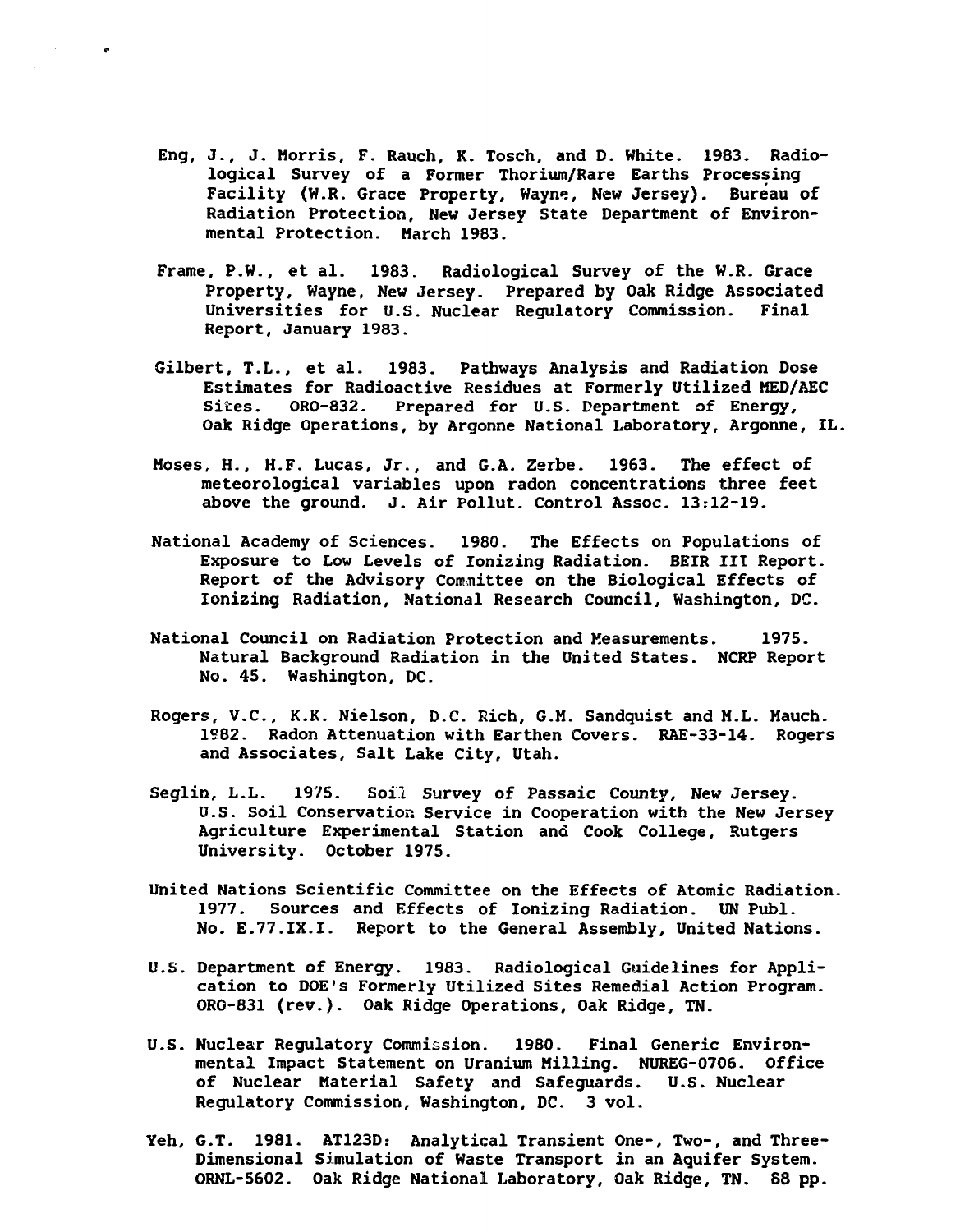Eng, J., J. Morris, F. Rauch, K. Tosch, and D. White. 1983. Radiological Survey of a Former Thorium/Rare Earths Processing Facility (W.R. Grace Property, Wayne, New Jersey). Bureau of Radiation Protection, New Jersey State Department of Environmental Protection. March 1983.

Frame, P.W., et al. 1983. Radiological Survey of the W.R. Grace Property, Wayne, New Jersey. Prepared by Oak Ridge Associated Universities for U.S. Nuclear Regulatory Commission. Final Report, January 1983.

Gilbert, T.L., et al. 1983. Pathways Analysis and Radiation Dose Estimates for Radioactive Residues at Formerly Utilized MED/AEC Sites. ORO-832. Prepared for U.S. Department of Energy, Oak Ridge Operations, by Argonne National Laboratory, Argonne, IL.

Moses, H., H.F. Lucas, Jr., and G.A. Zerbe. 1963. The effect of meteorological variables upon radon concentrations three feet above the ground. J. Air Pollut. Control Assoc. 13:12-19.

National Academy of Sciences. 1980. The Effects on Populations of Exposure to Low Levels of Ionizing Radiation. BEIR III Report. Report of the Advisory Committee on the Biological Effects of Ionizing Radiation, National Research Council, Washington, DC.

National Council on Radiation Protection and Measurements. 1975. Natural Background Radiation in the United States. NCRP Report No. 45. Washington, DC.

Rogers, V.C., K.K. Nielson, D.C. Rich, G.M. Sandquist and M.L. Mauch. 1982. Radon Attenuation with Earthen Covers. RAE-33-14. Rogers and Associates, Salt Lake City, Utah.

Seglin, L.L. 1975. Soil Survey of Passaic County, New Jersey. U.S. Soil Conservation Service in Cooperation with the New Jersey Agriculture Experimental Station and Cook College, Rutgers University. October 1975.

United Nations Scientific Committee on the Effects of Atomic Radiation. 1977. Sources and Effects of Ionizing Radiation. UN Publ. No. E.77.IX.I. Report to the General Assembly, United Nations.

U.S. Department of Energy. 1983. Radiological Guidelines for Application to DOE's Formerly Utilized Sites Remedial Action Program. ORO-831 (rev.). Oak Ridge Operations, Oak Ridge, TN.

U.S. Nuclear Regulatory Commission. 1980. Final Generic Environmental Impact Statement on Uranium Milling. NUREG-0706. Office of Nuclear Material Safety and Safeguards. U.S. Nuclear Regulatory Commission, Washington, DC. 3 vol.

Yeh, G.T. 1981. AT123D: Analytical Transient One-, Two-, and Three-Dimensional Simulation of Waste Transport in an Aquifer System. ORNL-5602. Oak Ridge National Laboratory, Oak Ridge, TN. 88 pp.